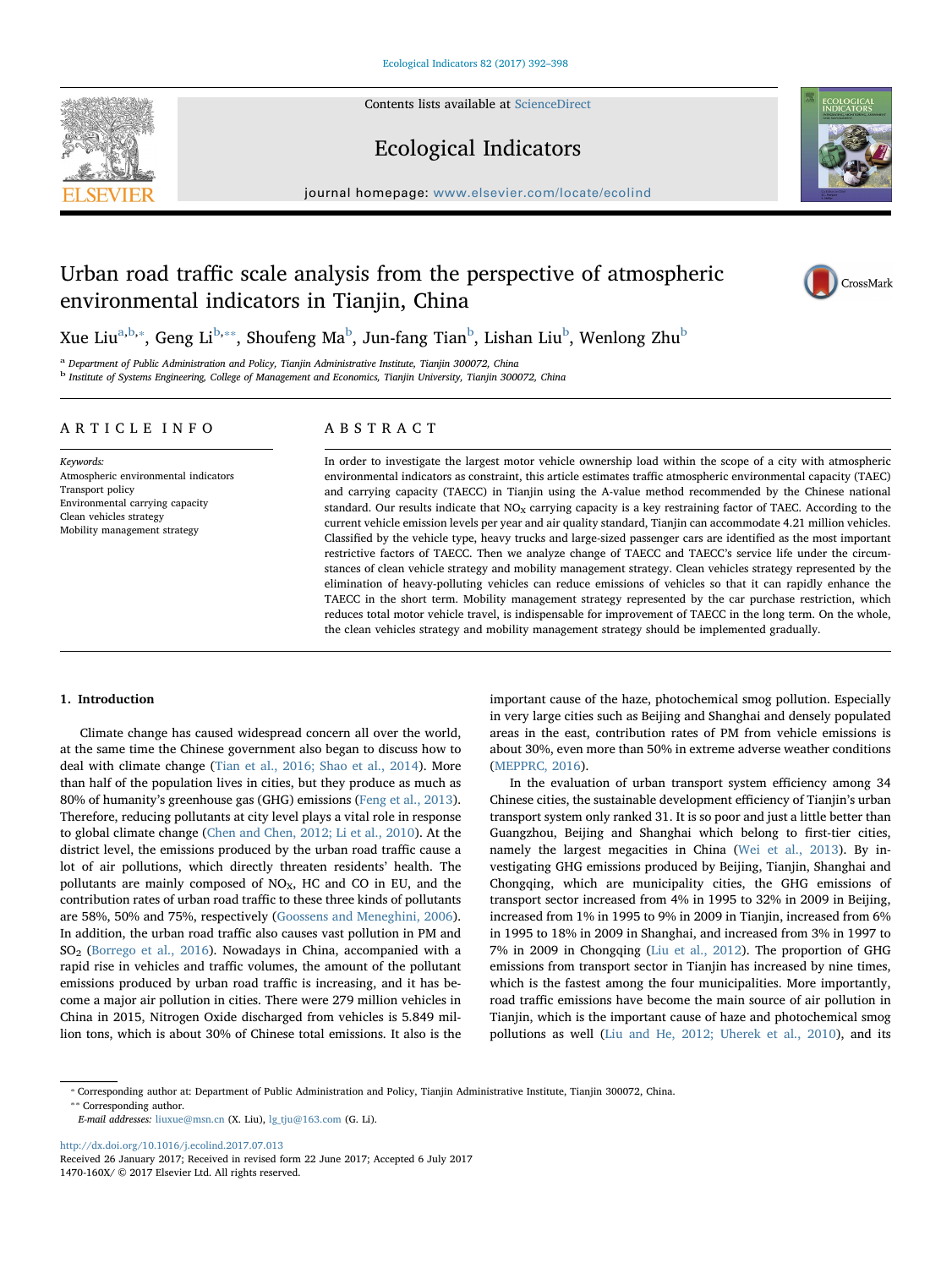# Urban road traffic scale analysis from the perspective of atmospheric environmental indicators in Tianjin, China

Xue Liu[a,b,*], Geng Li[b,**], Shoufeng Ma[b], Jun-fang Tian[b], Lishan Liu[b], Wenlong Zhu[b]

[a] Department of Public Administration and Policy, Tianjin Administrative Institute, Tianjin 300072, China

[b] Institute of Systems Engineering, College of Management and Economics, Tianjin University, Tianjin 300072, China

## ARTICLE INFO

*Keywords:*
Atmospheric environmental indicators
Transport policy
Environmental carrying capacity
Clean vehicles strategy
Mobility management strategy

## ABSTRACT

In order to investigate the largest motor vehicle ownership load within the scope of a city with atmospheric environmental indicators as constraint, this article estimates traffic atmospheric environmental capacity (TAEC) and carrying capacity (TAECC) in Tianjin using the A-value method recommended by the Chinese national standard. Our results indicate that $NO_X$ carrying capacity is a key restraining factor of TAEC. According to the current vehicle emission levels per year and air quality standard, Tianjin can accommodate 4.21 million vehicles. Classified by the vehicle type, heavy trucks and large-sized passenger cars are identified as the most important restrictive factors of TAECC. Then we analyze change of TAECC and TAECC's service life under the circumstances of clean vehicle strategy and mobility management strategy. Clean vehicles strategy represented by the elimination of heavy-polluting vehicles can reduce emissions of vehicles so that it can rapidly enhance the TAECC in the short term. Mobility management strategy represented by the car purchase restriction, which reduces total motor vehicle travel, is indispensable for improvement of TAECC in the long term. On the whole, the clean vehicles strategy and mobility management strategy should be implemented gradually.

## 1. Introduction

Climate change has caused widespread concern all over the world, at the same time the Chinese government also began to discuss how to deal with climate change (Tian et al., 2016; Shao et al., 2014). More than half of the population lives in cities, but they produce as much as 80% of humanity's greenhouse gas (GHG) emissions (Feng et al., 2013). Therefore, reducing pollutants at city level plays a vital role in response to global climate change (Chen and Chen, 2012; Li et al., 2010). At the district level, the emissions produced by the urban road traffic cause a lot of air pollutions, which directly threaten residents' health. The pollutants are mainly composed of $NO_X$, HC and CO in EU, and the contribution rates of urban road traffic to these three kinds of pollutants are 58%, 50% and 75%, respectively (Goossens and Meneghini, 2006). In addition, the urban road traffic also causes vast pollution in PM and $SO_2$ (Borrego et al., 2016). Nowadays in China, accompanied with a rapid rise in vehicles and traffic volumes, the amount of the pollutant emissions produced by urban road traffic is increasing, and it has become a major air pollution in cities. There were 279 million vehicles in China in 2015, Nitrogen Oxide discharged from vehicles is 5.849 million tons, which is about 30% of Chinese total emissions. It also is the important cause of the haze, photochemical smog pollution. Especially in very large cities such as Beijing and Shanghai and densely populated areas in the east, contribution rates of PM from vehicle emissions is about 30%, even more than 50% in extreme adverse weather conditions (MEPPRC, 2016).

In the evaluation of urban transport system efficiency among 34 Chinese cities, the sustainable development efficiency of Tianjin's urban transport system only ranked 31. It is so poor and just a little better than Guangzhou, Beijing and Shanghai which belong to first-tier cities, namely the largest megacities in China (Wei et al., 2013). By investigating GHG emissions produced by Beijing, Tianjin, Shanghai and Chongqing, which are municipality cities, the GHG emissions of transport sector increased from 4% in 1995 to 32% in 2009 in Beijing, increased from 1% in 1995 to 9% in 2009 in Tianjin, increased from 6% in 1995 to 18% in 2009 in Shanghai, and increased from 3% in 1997 to 7% in 2009 in Chongqing (Liu et al., 2012). The proportion of GHG emissions from transport sector in Tianjin has increased by nine times, which is the fastest among the four municipalities. More importantly, road traffic emissions have become the main source of air pollution in Tianjin, which is the important cause of haze and photochemical smog pollutions as well (Liu and He, 2012; Uherek et al., 2010), and its

---

* Corresponding author at: Department of Public Administration and Policy, Tianjin Administrative Institute, Tianjin 300072, China.
** Corresponding author.
*E-mail addresses:* liuxue@msn.cn (X. Liu), lg_tju@163.com (G. Li).

http://dx.doi.org/10.1016/j.ecolind.2017.07.013
Received 26 January 2017; Received in revised form 22 June 2017; Accepted 6 July 2017
1470-160X/ © 2017 Elsevier Ltd. All rights reserved.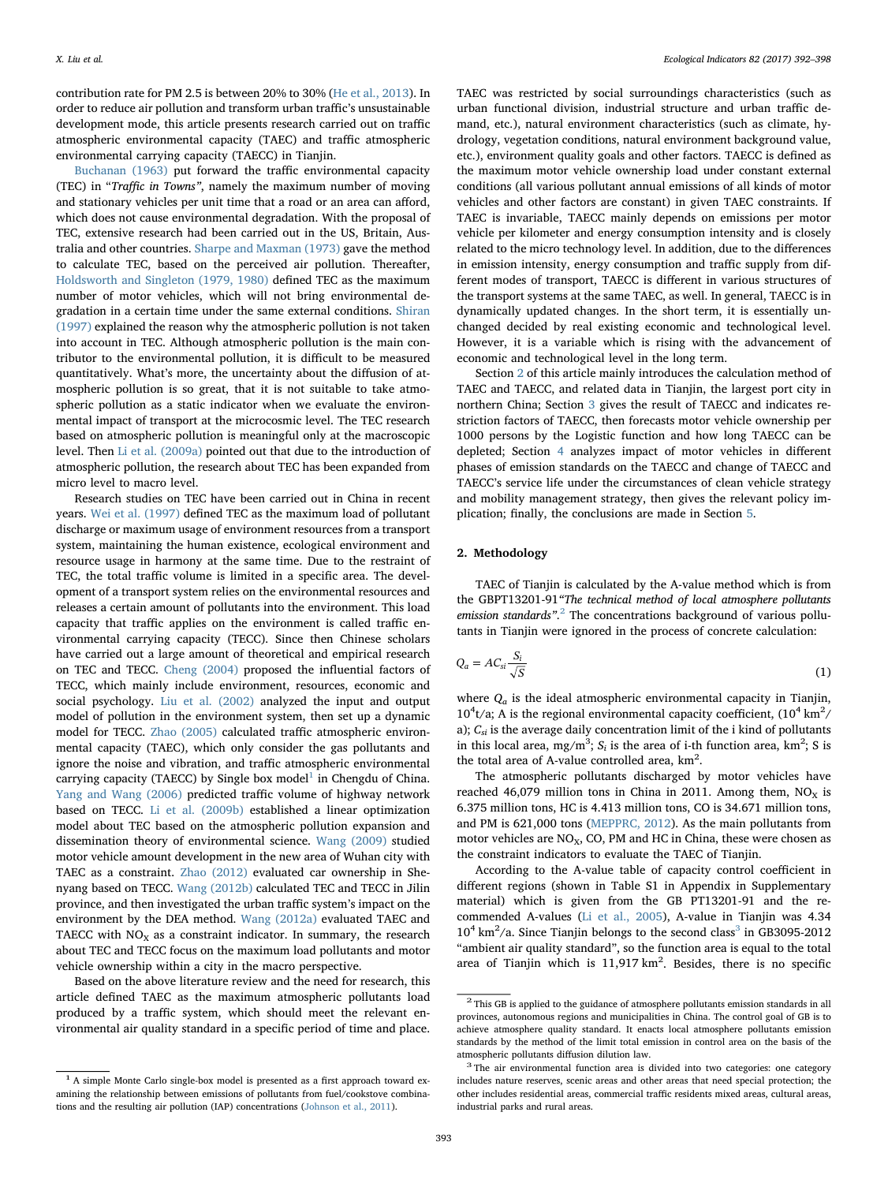contribution rate for PM 2.5 is between 20% to 30% (He et al., 2013). In order to reduce air pollution and transform urban traffic's unsustainable development mode, this article presents research carried out on traffic atmospheric environmental capacity (TAEC) and traffic atmospheric environmental carrying capacity (TAECC) in Tianjin.

Buchanan (1963) put forward the traffic environmental capacity (TEC) in "*Traffic in Towns*", namely the maximum number of moving and stationary vehicles per unit time that a road or an area can afford, which does not cause environmental degradation. With the proposal of TEC, extensive research had been carried out in the US, Britain, Australia and other countries. Sharpe and Maxman (1973) gave the method to calculate TEC, based on the perceived air pollution. Thereafter, Holdsworth and Singleton (1979, 1980) defined TEC as the maximum number of motor vehicles, which will not bring environmental degradation in a certain time under the same external conditions. Shiran (1997) explained the reason why the atmospheric pollution is not taken into account in TEC. Although atmospheric pollution is the main contributor to the environmental pollution, it is difficult to be measured quantitatively. What's more, the uncertainty about the diffusion of atmospheric pollution is so great, that it is not suitable to take atmospheric pollution as a static indicator when we evaluate the environmental impact of transport at the microcosmic level. The TEC research based on atmospheric pollution is meaningful only at the macroscopic level. Then Li et al. (2009a) pointed out that due to the introduction of atmospheric pollution, the research about TEC has been expanded from micro level to macro level.

Research studies on TEC have been carried out in China in recent years. Wei et al. (1997) defined TEC as the maximum load of pollutant discharge or maximum usage of environment resources from a transport system, maintaining the human existence, ecological environment and resource usage in harmony at the same time. Due to the restraint of TEC, the total traffic volume is limited in a specific area. The development of a transport system relies on the environmental resources and releases a certain amount of pollutants into the environment. This load capacity that traffic applies on the environment is called traffic environmental carrying capacity (TECC). Since then Chinese scholars have carried out a large amount of theoretical and empirical research on TEC and TECC. Cheng (2004) proposed the influential factors of TECC, which mainly include environment, resources, economic and social psychology. Liu et al. (2002) analyzed the input and output model of pollution in the environment system, then set up a dynamic model for TECC. Zhao (2005) calculated traffic atmospheric environmental capacity (TAEC), which only consider the gas pollutants and ignore the noise and vibration, and traffic atmospheric environmental carrying capacity (TAECC) by Single box model[1] in Chengdu of China. Yang and Wang (2006) predicted traffic volume of highway network based on TECC. Li et al. (2009b) established a linear optimization model about TEC based on the atmospheric pollution expansion and dissemination theory of environmental science. Wang (2009) studied motor vehicle amount development in the new area of Wuhan city with TAEC as a constraint. Zhao (2012) evaluated car ownership in Shenyang based on TECC. Wang (2012b) calculated TEC and TECC in Jilin province, and then investigated the urban traffic system's impact on the environment by the DEA method. Wang (2012a) evaluated TAEC and TAECC with $NO_X$ as a constraint indicator. In summary, the research about TEC and TECC focus on the maximum load pollutants and motor vehicle ownership within a city in the macro perspective.

Based on the above literature review and the need for research, this article defined TAEC as the maximum atmospheric pollutants load produced by a traffic system, which should meet the relevant environmental air quality standard in a specific period of time and place. TAEC was restricted by social surroundings characteristics (such as urban functional division, industrial structure and urban traffic demand, etc.), natural environment characteristics (such as climate, hydrology, vegetation conditions, natural environment background value, etc.), environment quality goals and other factors. TAECC is defined as the maximum motor vehicle ownership load under constant external conditions (all various pollutant annual emissions of all kinds of motor vehicles and other factors are constant) in given TAEC constraints. If TAEC is invariable, TAECC mainly depends on emissions per motor vehicle per kilometer and energy consumption intensity and is closely related to the micro technology level. In addition, due to the differences in emission intensity, energy consumption and traffic supply from different modes of transport, TAECC is different in various structures of the transport systems at the same TAEC, as well. In general, TAECC is in dynamically updated changes. In the short term, it is essentially unchanged decided by real existing economic and technological level. However, it is a variable which is rising with the advancement of economic and technological level in the long term.

Section 2 of this article mainly introduces the calculation method of TAEC and TAECC, and related data in Tianjin, the largest port city in northern China; Section 3 gives the result of TAECC and indicates restriction factors of TAECC, then forecasts motor vehicle ownership per 1000 persons by the Logistic function and how long TAECC can be depleted; Section 4 analyzes impact of motor vehicles in different phases of emission standards on the TAECC and change of TAECC and TAECC's service life under the circumstances of clean vehicle strategy and mobility management strategy, then gives the relevant policy implication; finally, the conclusions are made in Section 5.

## 2. Methodology

TAEC of Tianjin is calculated by the A-value method which is from the GBPT13201-91"*The technical method of local atmosphere pollutants emission standards*".[2] The concentrations background of various pollutants in Tianjin were ignored in the process of concrete calculation:

$$Q_a = AC_{si}\frac{S_i}{\sqrt{S}} \tag{1}$$

where $Q_a$ is the ideal atmospheric environmental capacity in Tianjin, $10^4$t/a; A is the regional environmental capacity coefficient, ($10^4$ km$^2$/a); $C_{si}$ is the average daily concentration limit of the i kind of pollutants in this local area, mg/m$^3$; $S_i$ is the area of i-th function area, km$^2$; S is the total area of A-value controlled area, km$^2$.

The atmospheric pollutants discharged by motor vehicles have reached 46,079 million tons in China in 2011. Among them, $NO_X$ is 6.375 million tons, HC is 4.413 million tons, CO is 34.671 million tons, and PM is 621,000 tons (MEPPRC, 2012). As the main pollutants from motor vehicles are $NO_X$, CO, PM and HC in China, these were chosen as the constraint indicators to evaluate the TAEC of Tianjin.

According to the A-value table of capacity control coefficient in different regions (shown in Table S1 in Appendix in Supplementary material) which is given from the GB PT13201-91 and the recommended A-values (Li et al., 2005), A-value in Tianjin was 4.34 $10^4$ km$^2$/a. Since Tianjin belongs to the second class[3] in GB3095-2012 "ambient air quality standard", so the function area is equal to the total area of Tianjin which is 11,917 km$^2$. Besides, there is no specific

---

[1] A simple Monte Carlo single-box model is presented as a first approach toward examining the relationship between emissions of pollutants from fuel/cookstove combinations and the resulting air pollution (IAP) concentrations (Johnson et al., 2011).

[2] This GB is applied to the guidance of atmosphere pollutants emission standards in all provinces, autonomous regions and municipalities in China. The control goal of GB is to achieve atmosphere quality standard. It enacts local atmosphere pollutants emission standards by the method of the limit total emission in control area on the basis of the atmospheric pollutants diffusion dilution law.

[3] The air environmental function area is divided into two categories: one category includes nature reserves, scenic areas and other areas that need special protection; the other includes residential areas, commercial traffic residents mixed areas, cultural areas, industrial parks and rural areas.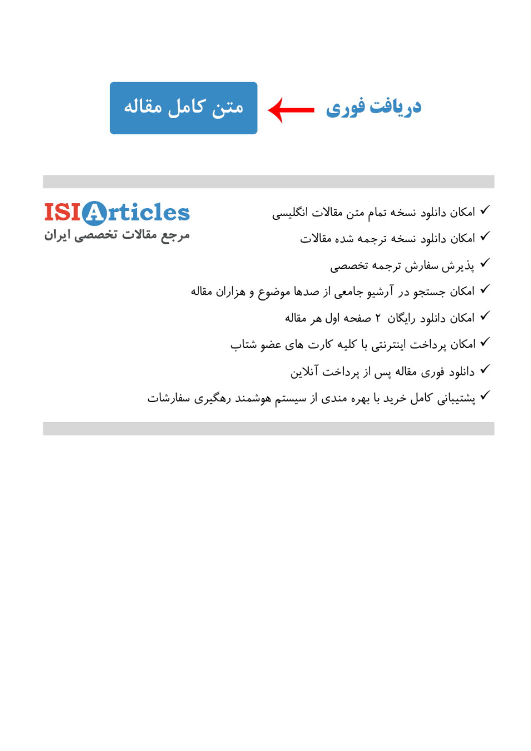دریافت فوری ← متن کامل مقاله

**ISIArticles**
مرجع مقالات تخصصی ایران

- ✓ امکان دانلود نسخه تمام متن مقالات انگلیسی
- ✓ امکان دانلود نسخه ترجمه شده مقالات
- ✓ پذیرش سفارش ترجمه تخصصی
- ✓ امکان جستجو در آرشیو جامعی از صدها موضوع و هزاران مقاله
- ✓ امکان دانلود رایگان ۲ صفحه اول هر مقاله
- ✓ امکان پرداخت اینترنتی با کلیه کارت های عضو شتاب
- ✓ دانلود فوری مقاله پس از پرداخت آنلاین
- ✓ پشتیبانی کامل خرید با بهره مندی از سیستم هوشمند رهگیری سفارشات